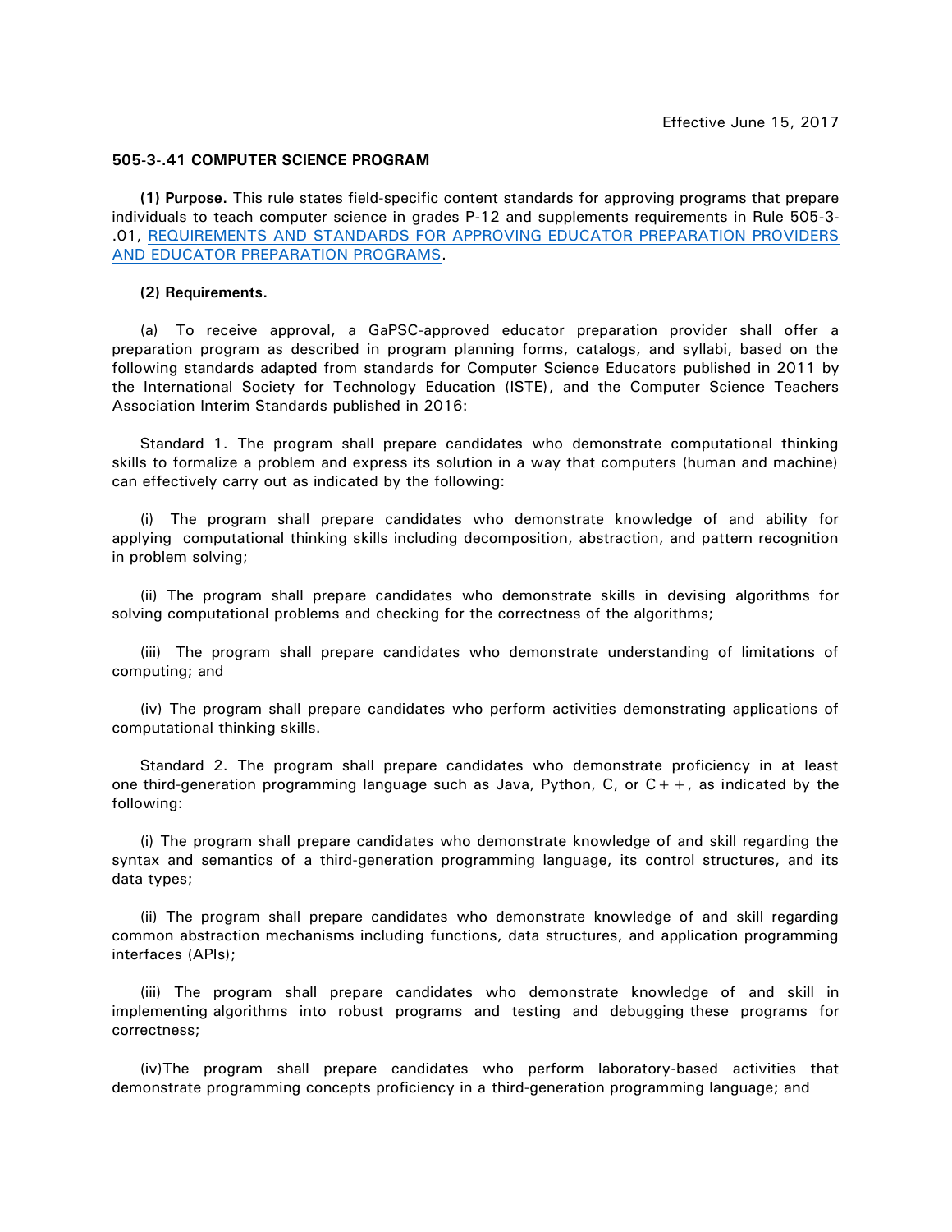Effective June 15, 2017

**505-3-.41 COMPUTER SCIENCE PROGRAM**

**(1) Purpose.** This rule states field-specific content standards for approving programs that prepare individuals to teach computer science in grades P-12 and supplements requirements in Rule 505-3-.01, [REQUIREMENTS AND STANDARDS FOR APPROVING EDUCATOR PREPARATION PROVIDERS AND EDUCATOR PREPARATION PROGRAMS](REQUIREMENTS AND STANDARDS FOR APPROVING EDUCATOR PREPARATION PROVIDERS AND EDUCATOR PREPARATION PROGRAMS).

**(2) Requirements.**

(a) To receive approval, a GaPSC-approved educator preparation provider shall offer a preparation program as described in program planning forms, catalogs, and syllabi, based on the following standards adapted from standards for Computer Science Educators published in 2011 by the International Society for Technology Education (ISTE), and the Computer Science Teachers Association Interim Standards published in 2016:

Standard 1. The program shall prepare candidates who demonstrate computational thinking skills to formalize a problem and express its solution in a way that computers (human and machine) can effectively carry out as indicated by the following:

(i) The program shall prepare candidates who demonstrate knowledge of and ability for applying computational thinking skills including decomposition, abstraction, and pattern recognition in problem solving;

(ii) The program shall prepare candidates who demonstrate skills in devising algorithms for solving computational problems and checking for the correctness of the algorithms;

(iii) The program shall prepare candidates who demonstrate understanding of limitations of computing; and

(iv) The program shall prepare candidates who perform activities demonstrating applications of computational thinking skills.

Standard 2. The program shall prepare candidates who demonstrate proficiency in at least one third-generation programming language such as Java, Python, C, or C++, as indicated by the following:

(i) The program shall prepare candidates who demonstrate knowledge of and skill regarding the syntax and semantics of a third-generation programming language, its control structures, and its data types;

(ii) The program shall prepare candidates who demonstrate knowledge of and skill regarding common abstraction mechanisms including functions, data structures, and application programming interfaces (APIs);

(iii) The program shall prepare candidates who demonstrate knowledge of and skill in implementing algorithms into robust programs and testing and debugging these programs for correctness;

(iv)The program shall prepare candidates who perform laboratory-based activities that demonstrate programming concepts proficiency in a third-generation programming language; and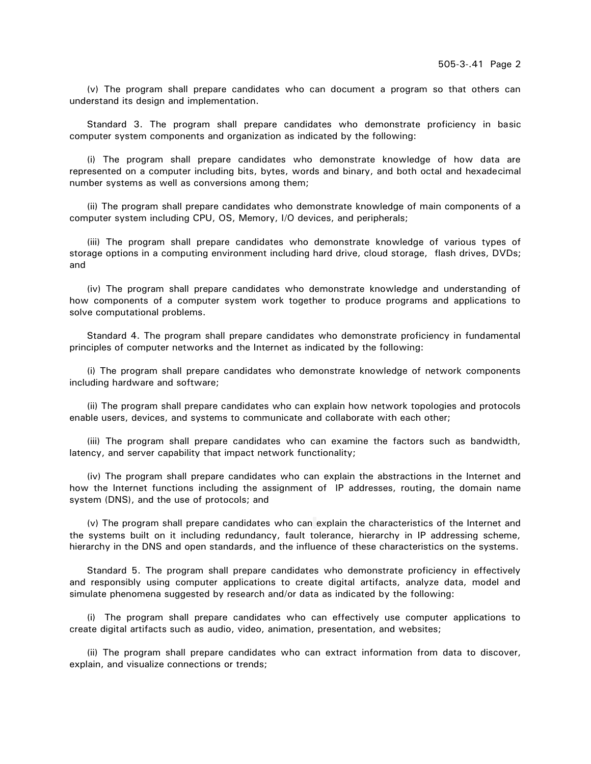(v) The program shall prepare candidates who can document a program so that others can understand its design and implementation.

Standard 3. The program shall prepare candidates who demonstrate proficiency in basic computer system components and organization as indicated by the following:

(i) The program shall prepare candidates who demonstrate knowledge of how data are represented on a computer including bits, bytes, words and binary, and both octal and hexadecimal number systems as well as conversions among them;

(ii) The program shall prepare candidates who demonstrate knowledge of main components of a computer system including CPU, OS, Memory, I/O devices, and peripherals;

(iii) The program shall prepare candidates who demonstrate knowledge of various types of storage options in a computing environment including hard drive, cloud storage, flash drives, DVDs; and

(iv) The program shall prepare candidates who demonstrate knowledge and understanding of how components of a computer system work together to produce programs and applications to solve computational problems.

Standard 4. The program shall prepare candidates who demonstrate proficiency in fundamental principles of computer networks and the Internet as indicated by the following:

(i) The program shall prepare candidates who demonstrate knowledge of network components including hardware and software;

(ii) The program shall prepare candidates who can explain how network topologies and protocols enable users, devices, and systems to communicate and collaborate with each other;

(iii) The program shall prepare candidates who can examine the factors such as bandwidth, latency, and server capability that impact network functionality;

(iv) The program shall prepare candidates who can explain the abstractions in the Internet and how the Internet functions including the assignment of IP addresses, routing, the domain name system (DNS), and the use of protocols; and

(v) The program shall prepare candidates who can explain the characteristics of the Internet and the systems built on it including redundancy, fault tolerance, hierarchy in IP addressing scheme, hierarchy in the DNS and open standards, and the influence of these characteristics on the systems.

Standard 5. The program shall prepare candidates who demonstrate proficiency in effectively and responsibly using computer applications to create digital artifacts, analyze data, model and simulate phenomena suggested by research and/or data as indicated by the following:

(i) The program shall prepare candidates who can effectively use computer applications to create digital artifacts such as audio, video, animation, presentation, and websites;

(ii) The program shall prepare candidates who can extract information from data to discover, explain, and visualize connections or trends;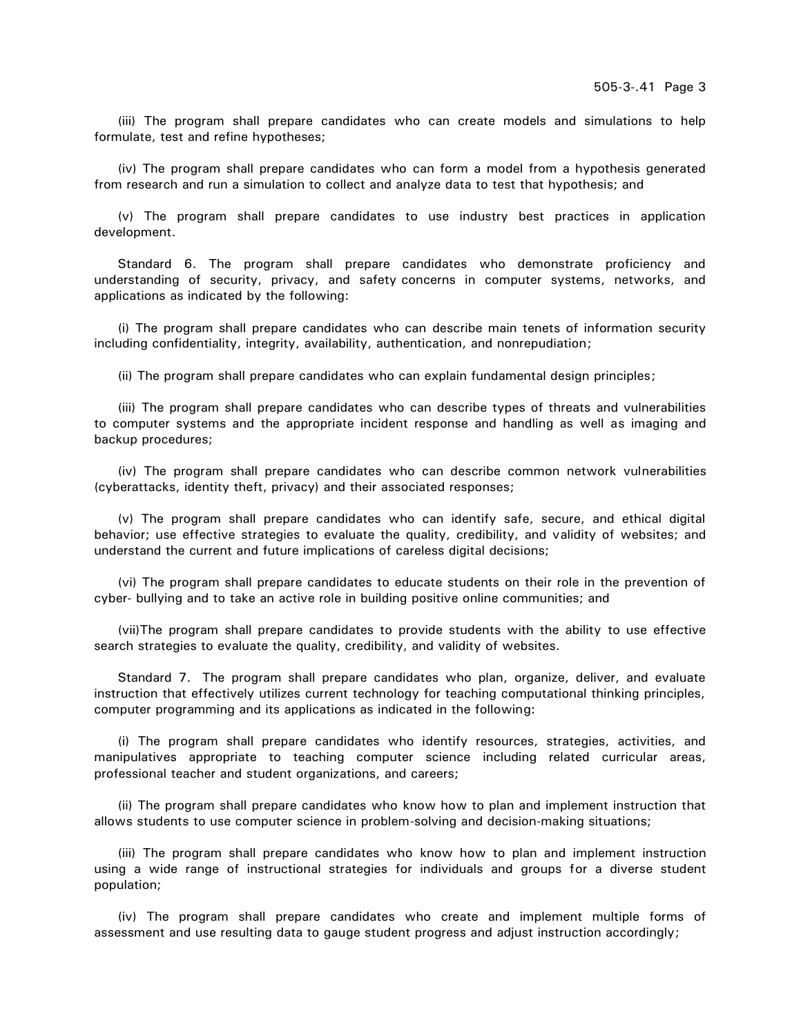(iii) The program shall prepare candidates who can create models and simulations to help formulate, test and refine hypotheses;

(iv) The program shall prepare candidates who can form a model from a hypothesis generated from research and run a simulation to collect and analyze data to test that hypothesis; and

(v) The program shall prepare candidates to use industry best practices in application development.

Standard 6. The program shall prepare candidates who demonstrate proficiency and understanding of security, privacy, and safety concerns in computer systems, networks, and applications as indicated by the following:

(i) The program shall prepare candidates who can describe main tenets of information security including confidentiality, integrity, availability, authentication, and nonrepudiation;

(ii) The program shall prepare candidates who can explain fundamental design principles;

(iii) The program shall prepare candidates who can describe types of threats and vulnerabilities to computer systems and the appropriate incident response and handling as well as imaging and backup procedures;

(iv) The program shall prepare candidates who can describe common network vulnerabilities (cyberattacks, identity theft, privacy) and their associated responses;

(v) The program shall prepare candidates who can identify safe, secure, and ethical digital behavior; use effective strategies to evaluate the quality, credibility, and validity of websites; and understand the current and future implications of careless digital decisions;

(vi) The program shall prepare candidates to educate students on their role in the prevention of cyber- bullying and to take an active role in building positive online communities; and

(vii)The program shall prepare candidates to provide students with the ability to use effective search strategies to evaluate the quality, credibility, and validity of websites.

Standard 7. The program shall prepare candidates who plan, organize, deliver, and evaluate instruction that effectively utilizes current technology for teaching computational thinking principles, computer programming and its applications as indicated in the following:

(i) The program shall prepare candidates who identify resources, strategies, activities, and manipulatives appropriate to teaching computer science including related curricular areas, professional teacher and student organizations, and careers;

(ii) The program shall prepare candidates who know how to plan and implement instruction that allows students to use computer science in problem-solving and decision-making situations;

(iii) The program shall prepare candidates who know how to plan and implement instruction using a wide range of instructional strategies for individuals and groups for a diverse student population;

(iv) The program shall prepare candidates who create and implement multiple forms of assessment and use resulting data to gauge student progress and adjust instruction accordingly;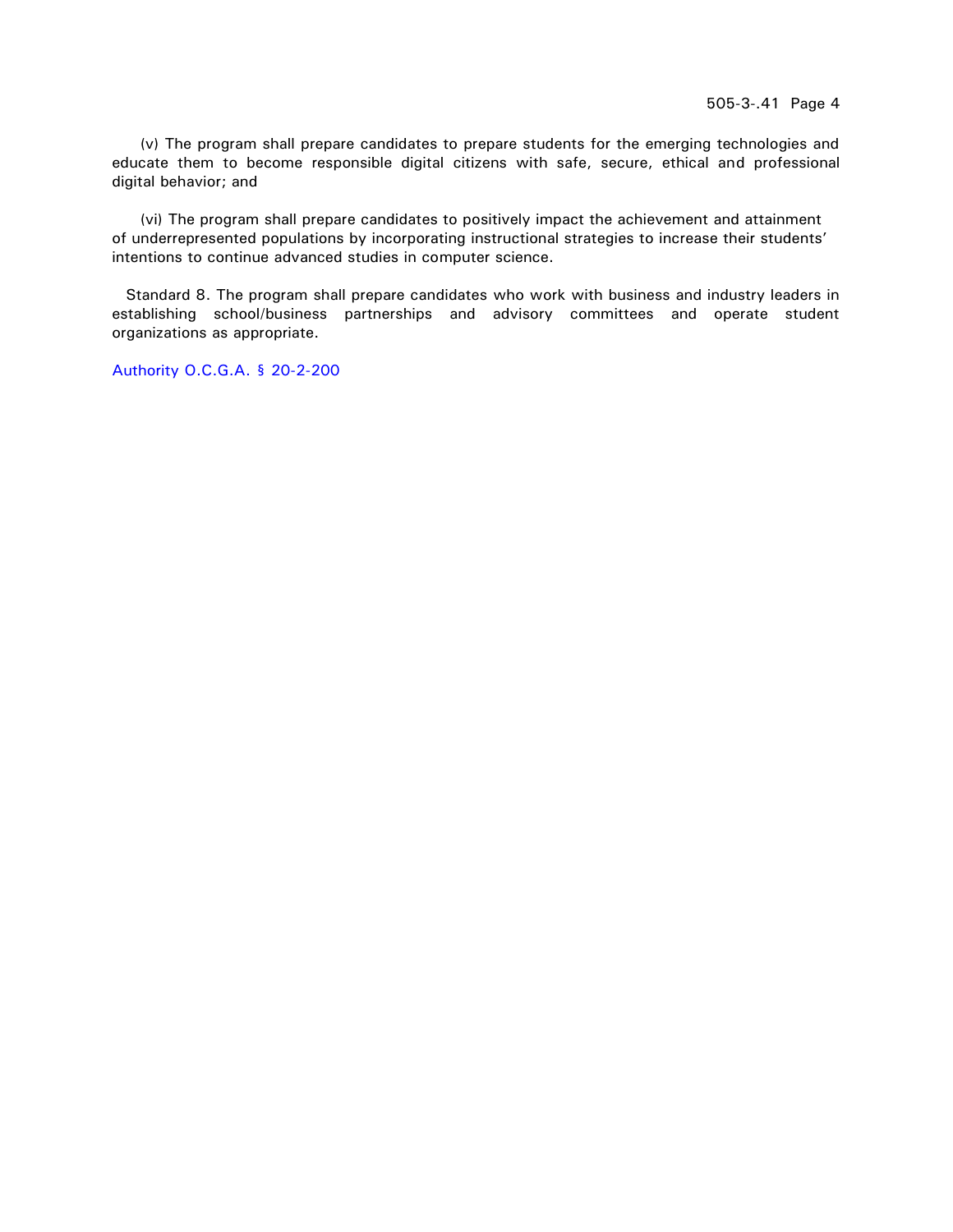(v) The program shall prepare candidates to prepare students for the emerging technologies and educate them to become responsible digital citizens with safe, secure, ethical and professional digital behavior; and

(vi) The program shall prepare candidates to positively impact the achievement and attainment of underrepresented populations by incorporating instructional strategies to increase their students' intentions to continue advanced studies in computer science.

Standard 8. The program shall prepare candidates who work with business and industry leaders in establishing school/business partnerships and advisory committees and operate student organizations as appropriate.

Authority O.C.G.A. § 20-2-200